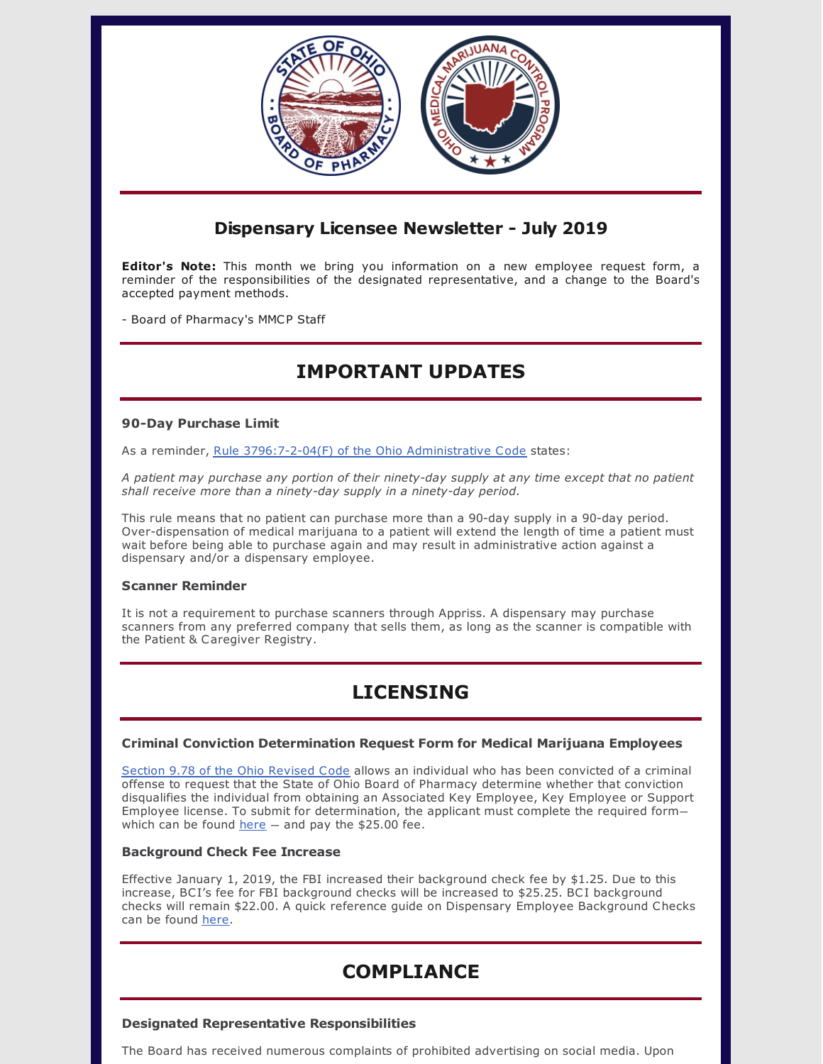## Dispensary Licensee Newsletter - July 2019

**Editor's Note:** This month we bring you information on a new employee request form, a reminder of the responsibilities of the designated representative, and a change to the Board's accepted payment methods.

\- Board of Pharmacy's MMCP Staff

# IMPORTANT UPDATES

### 90-Day Purchase Limit

As a reminder, Rule 3796:7-2-04(F) of the Ohio Administrative Code states:

*A patient may purchase any portion of their ninety-day supply at any time except that no patient shall receive more than a ninety-day supply in a ninety-day period.*

This rule means that no patient can purchase more than a 90-day supply in a 90-day period. Over-dispensation of medical marijuana to a patient will extend the length of time a patient must wait before being able to purchase again and may result in administrative action against a dispensary and/or a dispensary employee.

### Scanner Reminder

It is not a requirement to purchase scanners through Appriss. A dispensary may purchase scanners from any preferred company that sells them, as long as the scanner is compatible with the Patient & Caregiver Registry.

# LICENSING

### Criminal Conviction Determination Request Form for Medical Marijuana Employees

Section 9.78 of the Ohio Revised Code allows an individual who has been convicted of a criminal offense to request that the State of Ohio Board of Pharmacy determine whether that conviction disqualifies the individual from obtaining an Associated Key Employee, Key Employee or Support Employee license. To submit for determination, the applicant must complete the required form—which can be found here — and pay the $25.00 fee.

### Background Check Fee Increase

Effective January 1, 2019, the FBI increased their background check fee by $1.25. Due to this increase, BCI's fee for FBI background checks will be increased to $25.25. BCI background checks will remain $22.00. A quick reference guide on Dispensary Employee Background Checks can be found here.

# COMPLIANCE

### Designated Representative Responsibilities

The Board has received numerous complaints of prohibited advertising on social media. Upon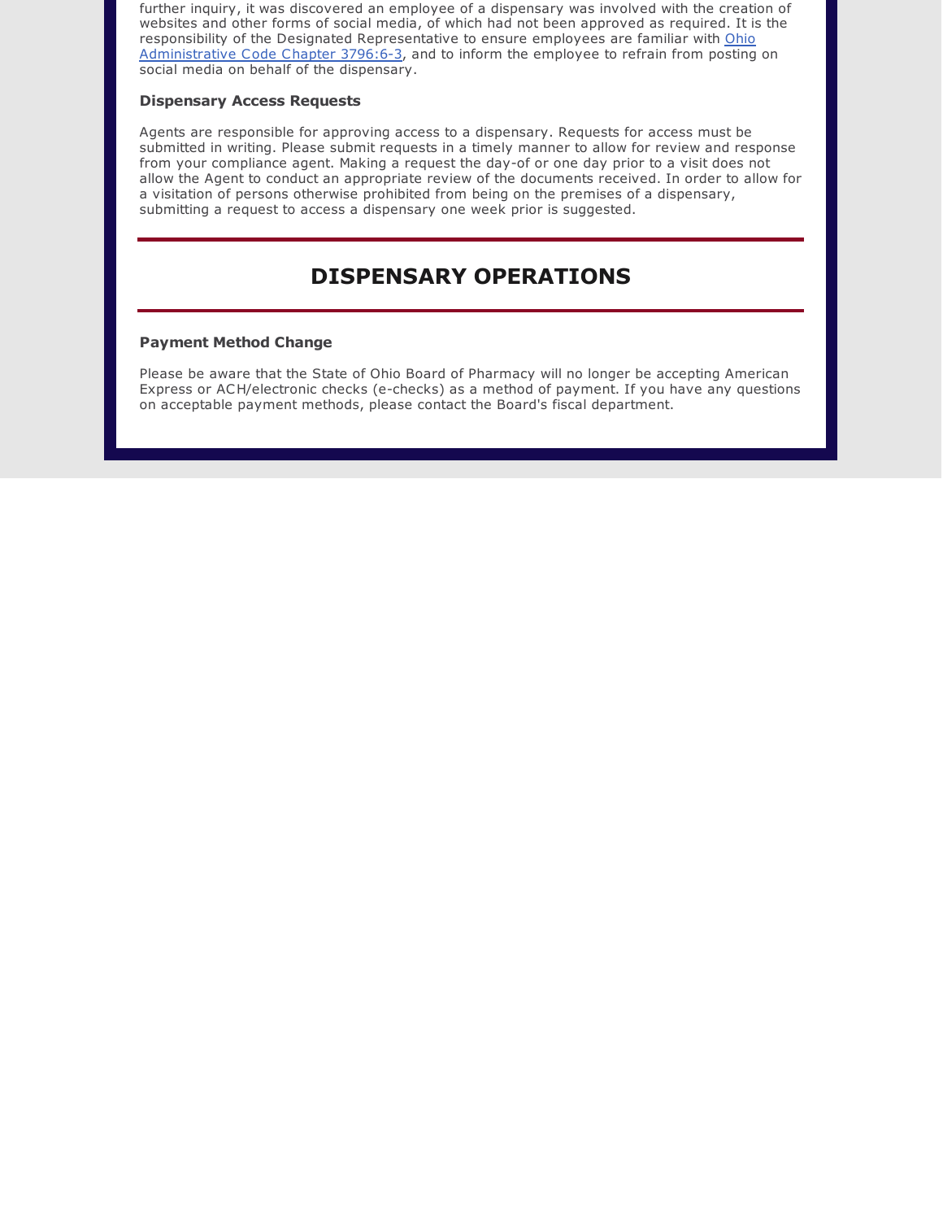further inquiry, it was discovered an employee of a dispensary was involved with the creation of websites and other forms of social media, of which had not been approved as required. It is the responsibility of the Designated Representative to ensure employees are familiar with Ohio Administrative Code Chapter 3796:6-3, and to inform the employee to refrain from posting on social media on behalf of the dispensary.

### Dispensary Access Requests

Agents are responsible for approving access to a dispensary. Requests for access must be submitted in writing. Please submit requests in a timely manner to allow for review and response from your compliance agent. Making a request the day-of or one day prior to a visit does not allow the Agent to conduct an appropriate review of the documents received. In order to allow for a visitation of persons otherwise prohibited from being on the premises of a dispensary, submitting a request to access a dispensary one week prior is suggested.

## DISPENSARY OPERATIONS

### Payment Method Change

Please be aware that the State of Ohio Board of Pharmacy will no longer be accepting American Express or ACH/electronic checks (e-checks) as a method of payment. If you have any questions on acceptable payment methods, please contact the Board's fiscal department.